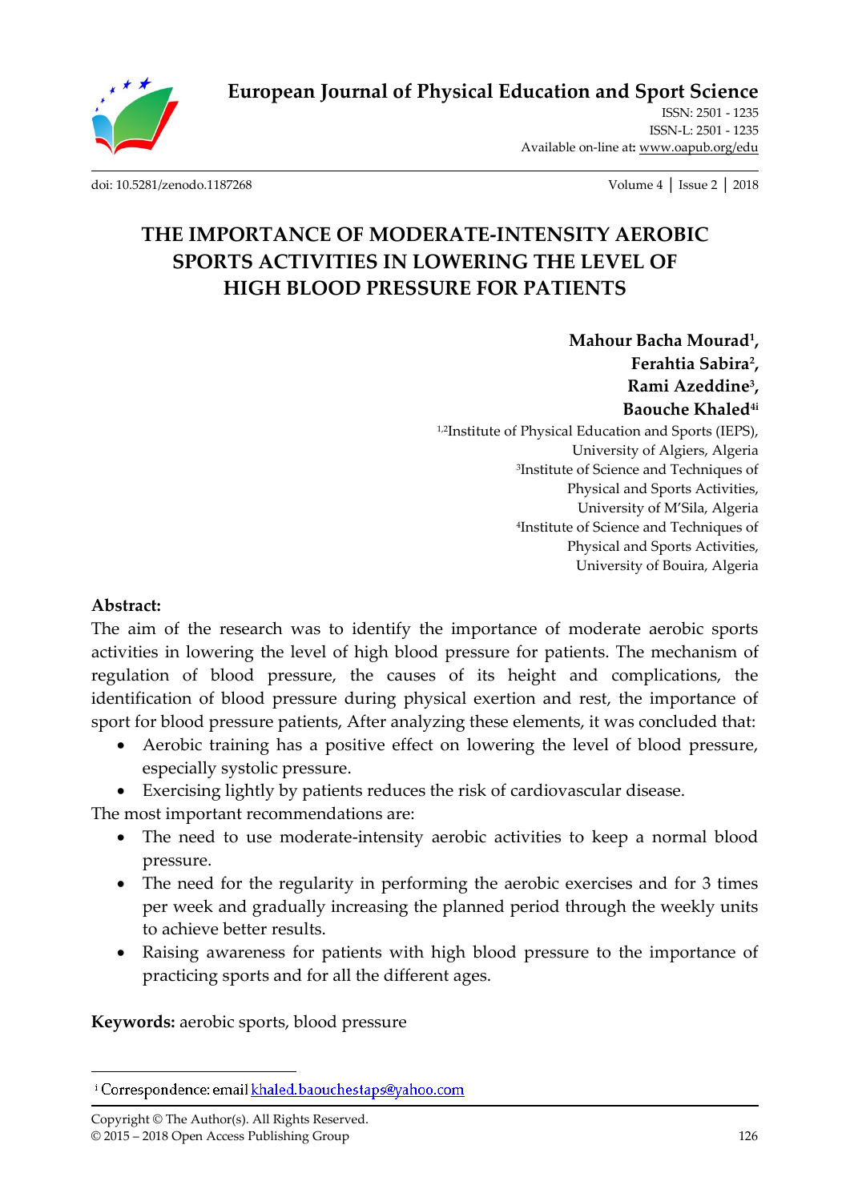**European Journal of Physical Education and Sport Science**

ISSN: 2501 - 1235
ISSN-L: 2501 - 1235
Available on-line at: www.oapub.org/edu

doi: 10.5281/zenodo.1187268

# THE IMPORTANCE OF MODERATE-INTENSITY AEROBIC SPORTS ACTIVITIES IN LOWERING THE LEVEL OF HIGH BLOOD PRESSURE FOR PATIENTS

**Mahour Bacha Mourad[1], Ferahtia Sabira[2], Rami Azeddine[3], Baouche Khaled[4i]**

[1,2]Institute of Physical Education and Sports (IEPS), University of Algiers, Algeria
[3]Institute of Science and Techniques of Physical and Sports Activities, University of M'Sila, Algeria
[4]Institute of Science and Techniques of Physical and Sports Activities, University of Bouira, Algeria

**Abstract:**

The aim of the research was to identify the importance of moderate aerobic sports activities in lowering the level of high blood pressure for patients. The mechanism of regulation of blood pressure, the causes of its height and complications, the identification of blood pressure during physical exertion and rest, the importance of sport for blood pressure patients, After analyzing these elements, it was concluded that:

- Aerobic training has a positive effect on lowering the level of blood pressure, especially systolic pressure.
- Exercising lightly by patients reduces the risk of cardiovascular disease.

The most important recommendations are:

- The need to use moderate-intensity aerobic activities to keep a normal blood pressure.
- The need for the regularity in performing the aerobic exercises and for 3 times per week and gradually increasing the planned period through the weekly units to achieve better results.
- Raising awareness for patients with high blood pressure to the importance of practicing sports and for all the different ages.

**Keywords:** aerobic sports, blood pressure

---

[i] Correspondence: email khaled.baouchestaps@yahoo.com

Copyright © The Author(s). All Rights Reserved.
© 2015 – 2018 Open Access Publishing Group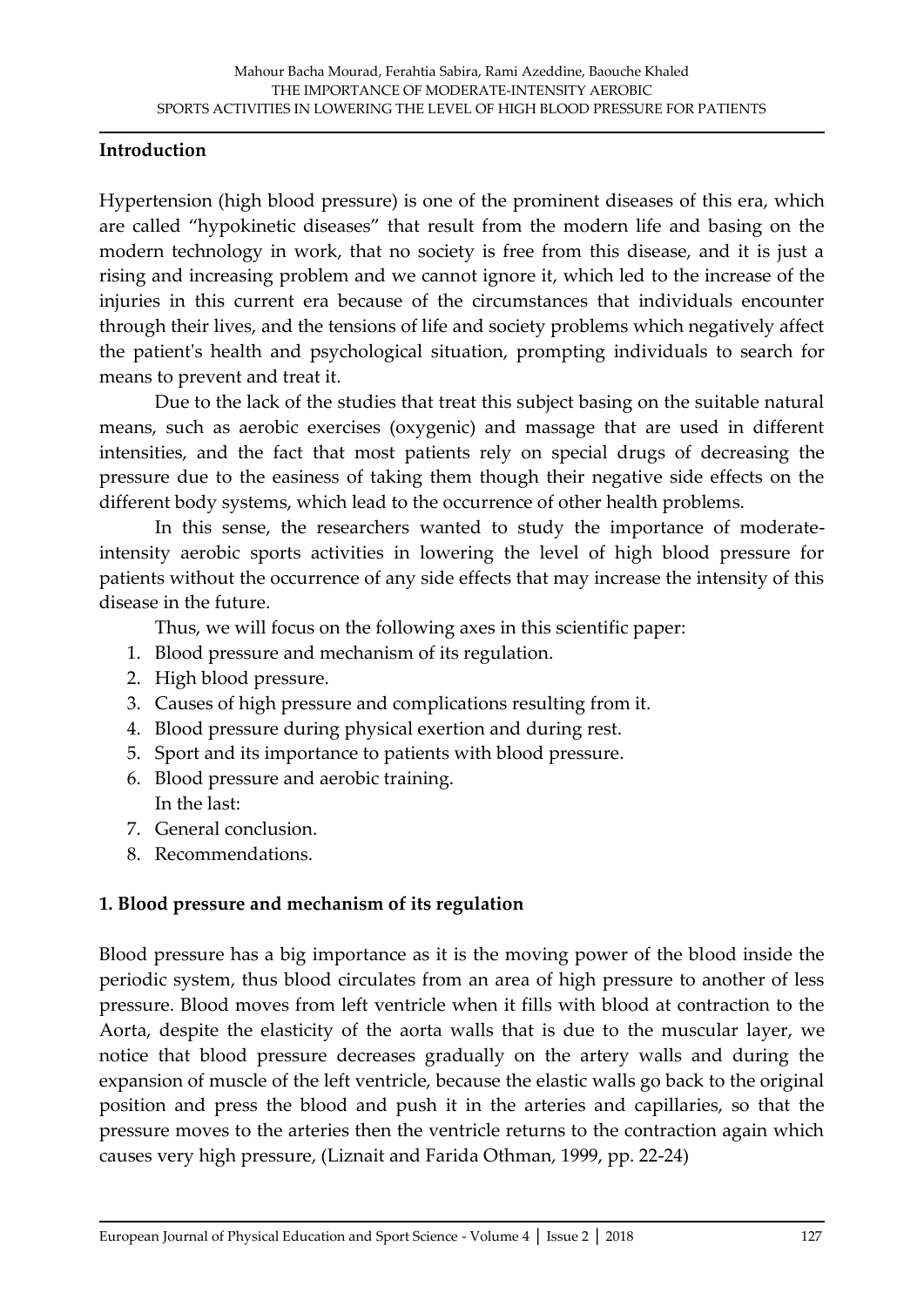## Introduction

Hypertension (high blood pressure) is one of the prominent diseases of this era, which are called "hypokinetic diseases" that result from the modern life and basing on the modern technology in work, that no society is free from this disease, and it is just a rising and increasing problem and we cannot ignore it, which led to the increase of the injuries in this current era because of the circumstances that individuals encounter through their lives, and the tensions of life and society problems which negatively affect the patient's health and psychological situation, prompting individuals to search for means to prevent and treat it.

Due to the lack of the studies that treat this subject basing on the suitable natural means, such as aerobic exercises (oxygenic) and massage that are used in different intensities, and the fact that most patients rely on special drugs of decreasing the pressure due to the easiness of taking them though their negative side effects on the different body systems, which lead to the occurrence of other health problems.

In this sense, the researchers wanted to study the importance of moderate-intensity aerobic sports activities in lowering the level of high blood pressure for patients without the occurrence of any side effects that may increase the intensity of this disease in the future.

Thus, we will focus on the following axes in this scientific paper:

1. Blood pressure and mechanism of its regulation.
2. High blood pressure.
3. Causes of high pressure and complications resulting from it.
4. Blood pressure during physical exertion and during rest.
5. Sport and its importance to patients with blood pressure.
6. Blood pressure and aerobic training.

In the last:

7. General conclusion.
8. Recommendations.

## 1. Blood pressure and mechanism of its regulation

Blood pressure has a big importance as it is the moving power of the blood inside the periodic system, thus blood circulates from an area of high pressure to another of less pressure. Blood moves from left ventricle when it fills with blood at contraction to the Aorta, despite the elasticity of the aorta walls that is due to the muscular layer, we notice that blood pressure decreases gradually on the artery walls and during the expansion of muscle of the left ventricle, because the elastic walls go back to the original position and press the blood and push it in the arteries and capillaries, so that the pressure moves to the arteries then the ventricle returns to the contraction again which causes very high pressure, (Liznait and Farida Othman, 1999, pp. 22-24)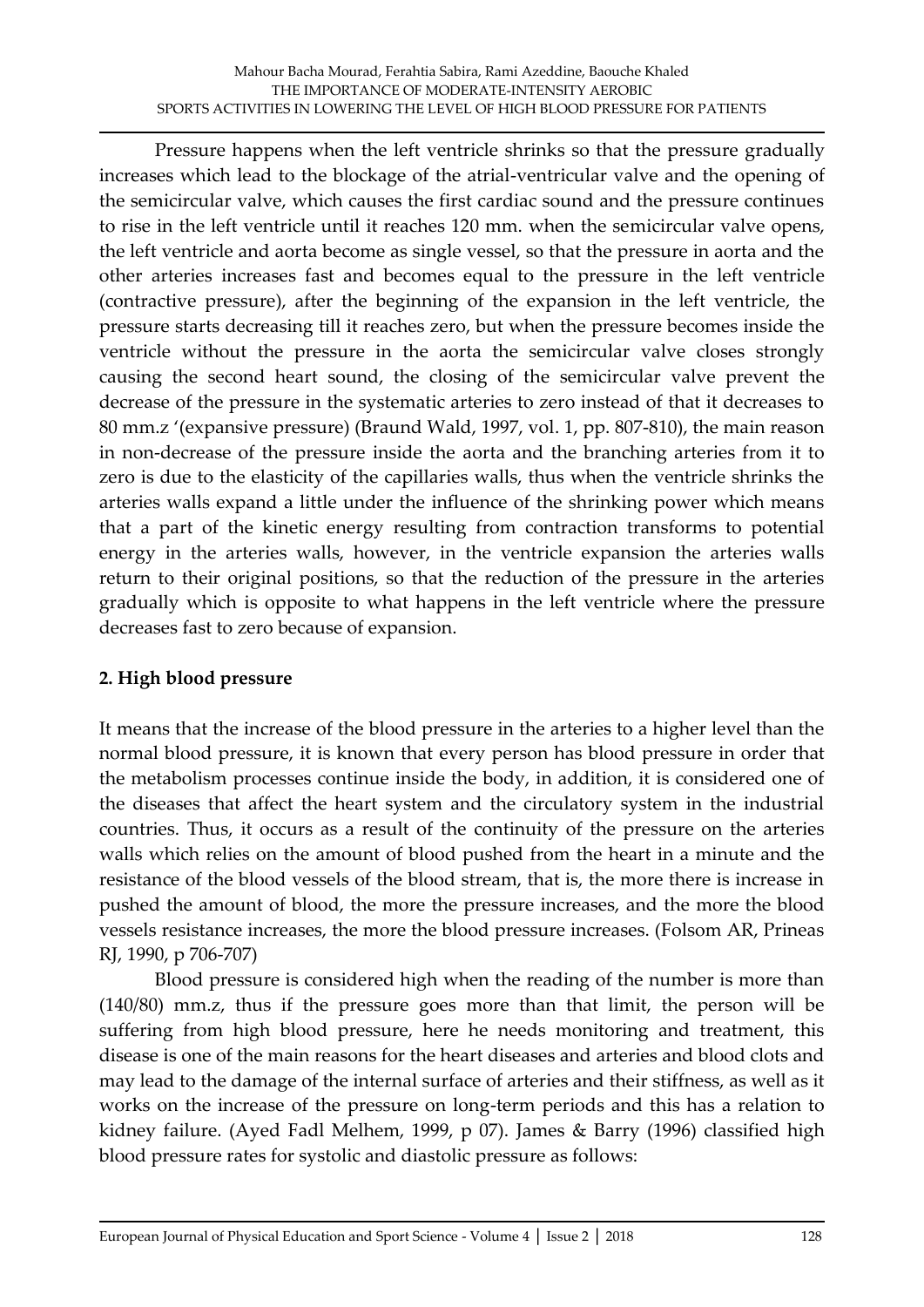Pressure happens when the left ventricle shrinks so that the pressure gradually increases which lead to the blockage of the atrial-ventricular valve and the opening of the semicircular valve, which causes the first cardiac sound and the pressure continues to rise in the left ventricle until it reaches 120 mm. when the semicircular valve opens, the left ventricle and aorta become as single vessel, so that the pressure in aorta and the other arteries increases fast and becomes equal to the pressure in the left ventricle (contractive pressure), after the beginning of the expansion in the left ventricle, the pressure starts decreasing till it reaches zero, but when the pressure becomes inside the ventricle without the pressure in the aorta the semicircular valve closes strongly causing the second heart sound, the closing of the semicircular valve prevent the decrease of the pressure in the systematic arteries to zero instead of that it decreases to 80 mm.z '(expansive pressure) (Braund Wald, 1997, vol. 1, pp. 807-810), the main reason in non-decrease of the pressure inside the aorta and the branching arteries from it to zero is due to the elasticity of the capillaries walls, thus when the ventricle shrinks the arteries walls expand a little under the influence of the shrinking power which means that a part of the kinetic energy resulting from contraction transforms to potential energy in the arteries walls, however, in the ventricle expansion the arteries walls return to their original positions, so that the reduction of the pressure in the arteries gradually which is opposite to what happens in the left ventricle where the pressure decreases fast to zero because of expansion.

## 2. High blood pressure

It means that the increase of the blood pressure in the arteries to a higher level than the normal blood pressure, it is known that every person has blood pressure in order that the metabolism processes continue inside the body, in addition, it is considered one of the diseases that affect the heart system and the circulatory system in the industrial countries. Thus, it occurs as a result of the continuity of the pressure on the arteries walls which relies on the amount of blood pushed from the heart in a minute and the resistance of the blood vessels of the blood stream, that is, the more there is increase in pushed the amount of blood, the more the pressure increases, and the more the blood vessels resistance increases, the more the blood pressure increases. (Folsom AR, Prineas RJ, 1990, p 706-707)

Blood pressure is considered high when the reading of the number is more than (140/80) mm.z, thus if the pressure goes more than that limit, the person will be suffering from high blood pressure, here he needs monitoring and treatment, this disease is one of the main reasons for the heart diseases and arteries and blood clots and may lead to the damage of the internal surface of arteries and their stiffness, as well as it works on the increase of the pressure on long-term periods and this has a relation to kidney failure. (Ayed Fadl Melhem, 1999, p 07). James & Barry (1996) classified high blood pressure rates for systolic and diastolic pressure as follows: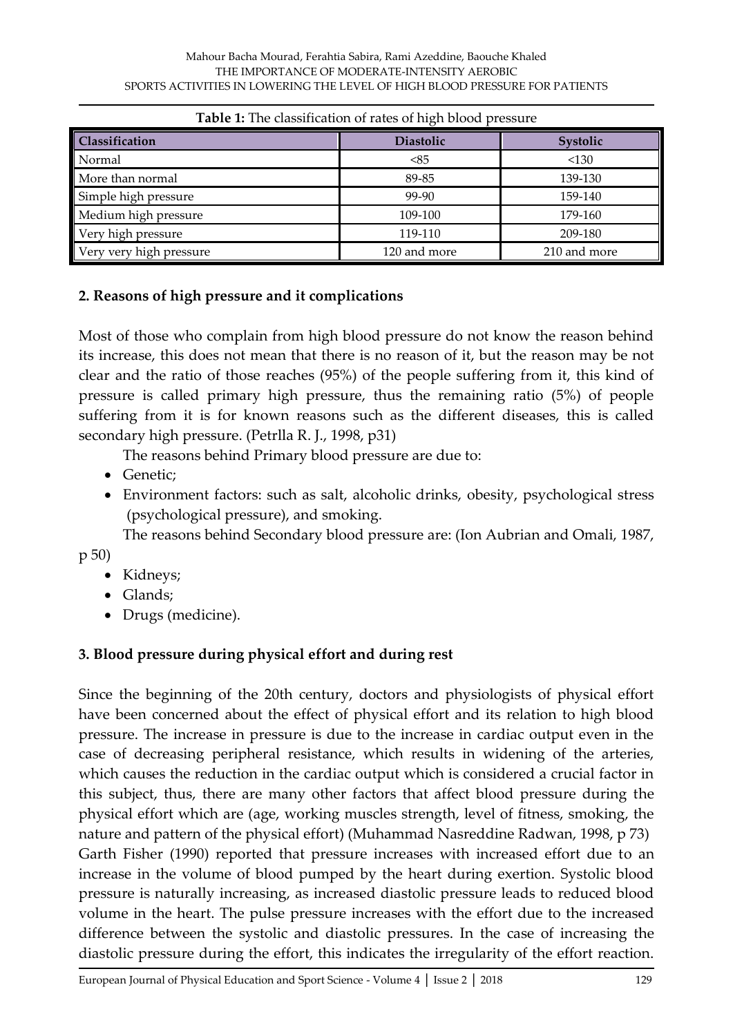**Table 1:** The classification of rates of high blood pressure

| Classification | Diastolic | Systolic |
|---|---|---|
| Normal | <85 | <130 |
| More than normal | 89-85 | 139-130 |
| Simple high pressure | 99-90 | 159-140 |
| Medium high pressure | 109-100 | 179-160 |
| Very high pressure | 119-110 | 209-180 |
| Very very high pressure | 120 and more | 210 and more |

## 2. Reasons of high pressure and it complications

Most of those who complain from high blood pressure do not know the reason behind its increase, this does not mean that there is no reason of it, but the reason may be not clear and the ratio of those reaches (95%) of the people suffering from it, this kind of pressure is called primary high pressure, thus the remaining ratio (5%) of people suffering from it is for known reasons such as the different diseases, this is called secondary high pressure. (Petrlla R. J., 1998, p31)

The reasons behind Primary blood pressure are due to:

- Genetic;
- Environment factors: such as salt, alcoholic drinks, obesity, psychological stress (psychological pressure), and smoking.

The reasons behind Secondary blood pressure are: (Ion Aubrian and Omali, 1987, p 50)

- Kidneys;
- Glands;
- Drugs (medicine).

## 3. Blood pressure during physical effort and during rest

Since the beginning of the 20th century, doctors and physiologists of physical effort have been concerned about the effect of physical effort and its relation to high blood pressure. The increase in pressure is due to the increase in cardiac output even in the case of decreasing peripheral resistance, which results in widening of the arteries, which causes the reduction in the cardiac output which is considered a crucial factor in this subject, thus, there are many other factors that affect blood pressure during the physical effort which are (age, working muscles strength, level of fitness, smoking, the nature and pattern of the physical effort) (Muhammad Nasreddine Radwan, 1998, p 73)

Garth Fisher (1990) reported that pressure increases with increased effort due to an increase in the volume of blood pumped by the heart during exertion. Systolic blood pressure is naturally increasing, as increased diastolic pressure leads to reduced blood volume in the heart. The pulse pressure increases with the effort due to the increased difference between the systolic and diastolic pressures. In the case of increasing the diastolic pressure during the effort, this indicates the irregularity of the effort reaction.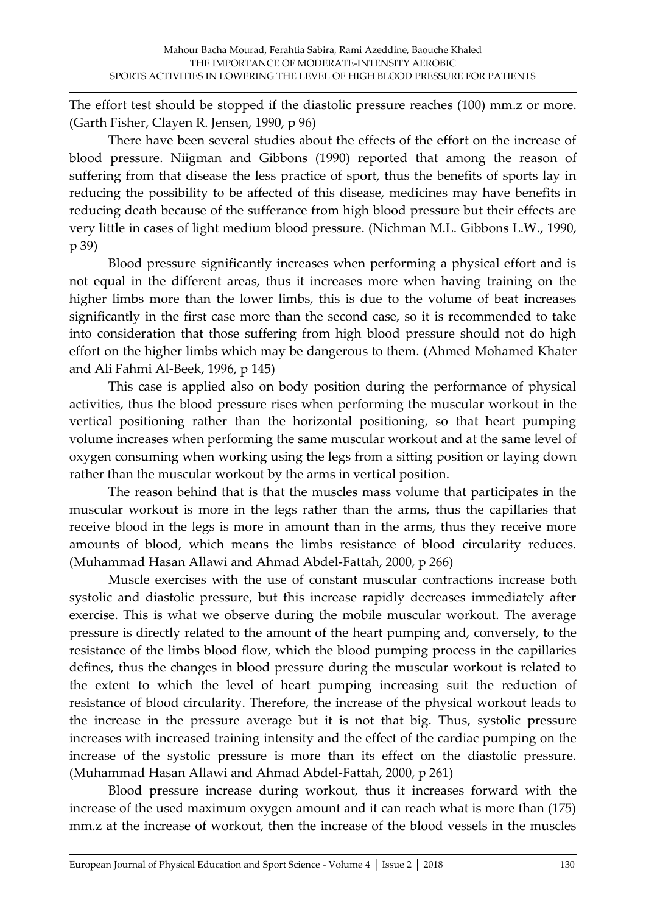The effort test should be stopped if the diastolic pressure reaches (100) mm.z or more. (Garth Fisher, Clayen R. Jensen, 1990, p 96)

There have been several studies about the effects of the effort on the increase of blood pressure. Niigman and Gibbons (1990) reported that among the reason of suffering from that disease the less practice of sport, thus the benefits of sports lay in reducing the possibility to be affected of this disease, medicines may have benefits in reducing death because of the sufferance from high blood pressure but their effects are very little in cases of light medium blood pressure. (Nichman M.L. Gibbons L.W., 1990, p 39)

Blood pressure significantly increases when performing a physical effort and is not equal in the different areas, thus it increases more when having training on the higher limbs more than the lower limbs, this is due to the volume of beat increases significantly in the first case more than the second case, so it is recommended to take into consideration that those suffering from high blood pressure should not do high effort on the higher limbs which may be dangerous to them. (Ahmed Mohamed Khater and Ali Fahmi Al-Beek, 1996, p 145)

This case is applied also on body position during the performance of physical activities, thus the blood pressure rises when performing the muscular workout in the vertical positioning rather than the horizontal positioning, so that heart pumping volume increases when performing the same muscular workout and at the same level of oxygen consuming when working using the legs from a sitting position or laying down rather than the muscular workout by the arms in vertical position.

The reason behind that is that the muscles mass volume that participates in the muscular workout is more in the legs rather than the arms, thus the capillaries that receive blood in the legs is more in amount than in the arms, thus they receive more amounts of blood, which means the limbs resistance of blood circularity reduces. (Muhammad Hasan Allawi and Ahmad Abdel-Fattah, 2000, p 266)

Muscle exercises with the use of constant muscular contractions increase both systolic and diastolic pressure, but this increase rapidly decreases immediately after exercise. This is what we observe during the mobile muscular workout. The average pressure is directly related to the amount of the heart pumping and, conversely, to the resistance of the limbs blood flow, which the blood pumping process in the capillaries defines, thus the changes in blood pressure during the muscular workout is related to the extent to which the level of heart pumping increasing suit the reduction of resistance of blood circularity. Therefore, the increase of the physical workout leads to the increase in the pressure average but it is not that big. Thus, systolic pressure increases with increased training intensity and the effect of the cardiac pumping on the increase of the systolic pressure is more than its effect on the diastolic pressure. (Muhammad Hasan Allawi and Ahmad Abdel-Fattah, 2000, p 261)

Blood pressure increase during workout, thus it increases forward with the increase of the used maximum oxygen amount and it can reach what is more than (175) mm.z at the increase of workout, then the increase of the blood vessels in the muscles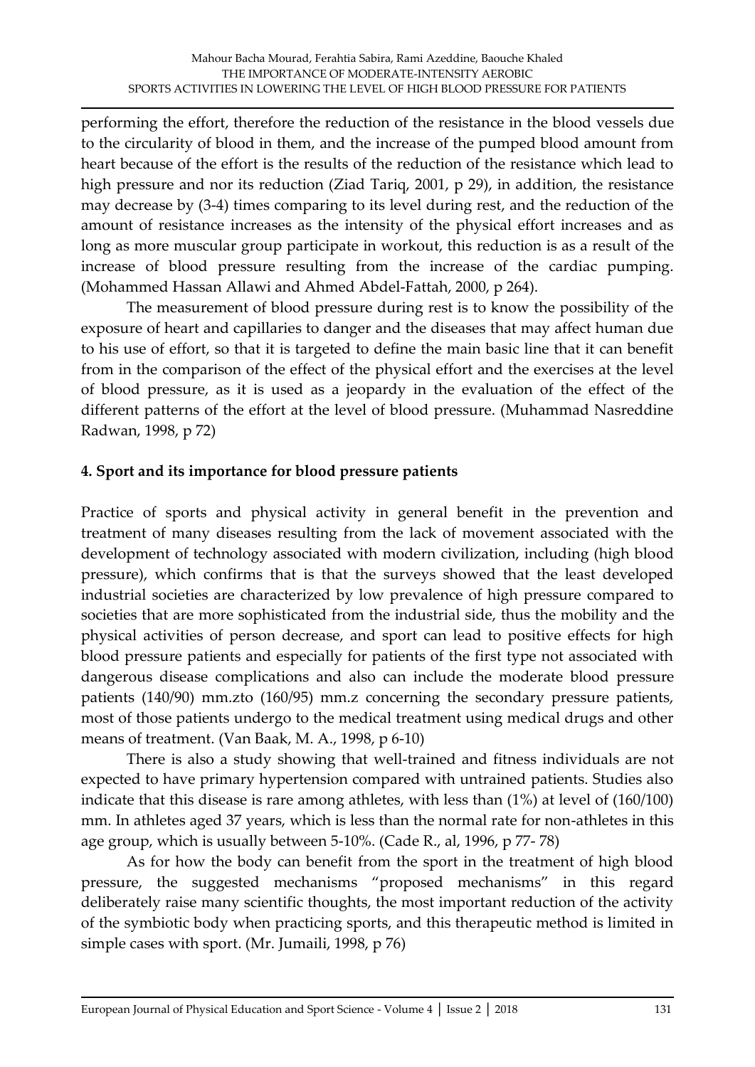performing the effort, therefore the reduction of the resistance in the blood vessels due to the circularity of blood in them, and the increase of the pumped blood amount from heart because of the effort is the results of the reduction of the resistance which lead to high pressure and nor its reduction (Ziad Tariq, 2001, p 29), in addition, the resistance may decrease by (3-4) times comparing to its level during rest, and the reduction of the amount of resistance increases as the intensity of the physical effort increases and as long as more muscular group participate in workout, this reduction is as a result of the increase of blood pressure resulting from the increase of the cardiac pumping. (Mohammed Hassan Allawi and Ahmed Abdel-Fattah, 2000, p 264).

The measurement of blood pressure during rest is to know the possibility of the exposure of heart and capillaries to danger and the diseases that may affect human due to his use of effort, so that it is targeted to define the main basic line that it can benefit from in the comparison of the effect of the physical effort and the exercises at the level of blood pressure, as it is used as a jeopardy in the evaluation of the effect of the different patterns of the effort at the level of blood pressure. (Muhammad Nasreddine Radwan, 1998, p 72)

## 4. Sport and its importance for blood pressure patients

Practice of sports and physical activity in general benefit in the prevention and treatment of many diseases resulting from the lack of movement associated with the development of technology associated with modern civilization, including (high blood pressure), which confirms that is that the surveys showed that the least developed industrial societies are characterized by low prevalence of high pressure compared to societies that are more sophisticated from the industrial side, thus the mobility and the physical activities of person decrease, and sport can lead to positive effects for high blood pressure patients and especially for patients of the first type not associated with dangerous disease complications and also can include the moderate blood pressure patients (140/90) mm.zto (160/95) mm.z concerning the secondary pressure patients, most of those patients undergo to the medical treatment using medical drugs and other means of treatment. (Van Baak, M. A., 1998, p 6-10)

There is also a study showing that well-trained and fitness individuals are not expected to have primary hypertension compared with untrained patients. Studies also indicate that this disease is rare among athletes, with less than (1%) at level of (160/100) mm. In athletes aged 37 years, which is less than the normal rate for non-athletes in this age group, which is usually between 5-10%. (Cade R., al, 1996, p 77- 78)

As for how the body can benefit from the sport in the treatment of high blood pressure, the suggested mechanisms "proposed mechanisms" in this regard deliberately raise many scientific thoughts, the most important reduction of the activity of the symbiotic body when practicing sports, and this therapeutic method is limited in simple cases with sport. (Mr. Jumaili, 1998, p 76)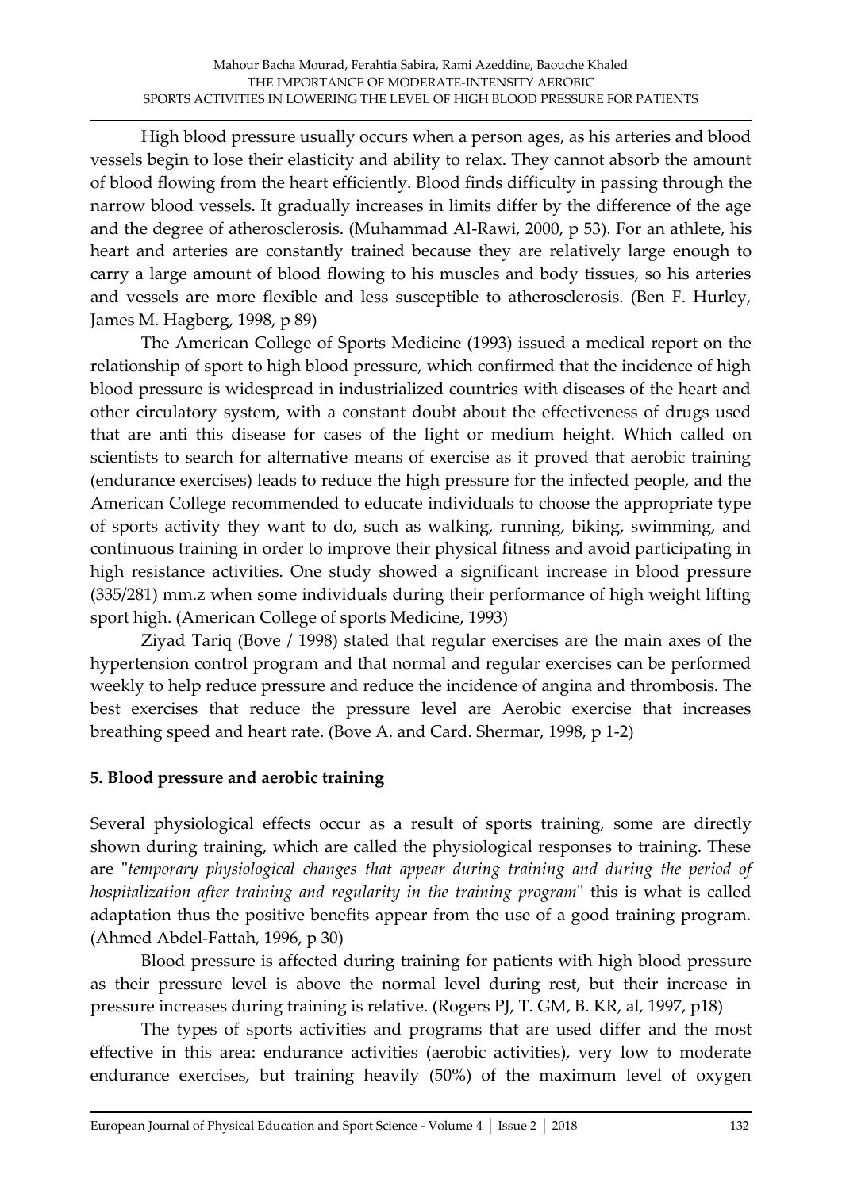High blood pressure usually occurs when a person ages, as his arteries and blood vessels begin to lose their elasticity and ability to relax. They cannot absorb the amount of blood flowing from the heart efficiently. Blood finds difficulty in passing through the narrow blood vessels. It gradually increases in limits differ by the difference of the age and the degree of atherosclerosis. (Muhammad Al-Rawi, 2000, p 53). For an athlete, his heart and arteries are constantly trained because they are relatively large enough to carry a large amount of blood flowing to his muscles and body tissues, so his arteries and vessels are more flexible and less susceptible to atherosclerosis. (Ben F. Hurley, James M. Hagberg, 1998, p 89)

The American College of Sports Medicine (1993) issued a medical report on the relationship of sport to high blood pressure, which confirmed that the incidence of high blood pressure is widespread in industrialized countries with diseases of the heart and other circulatory system, with a constant doubt about the effectiveness of drugs used that are anti this disease for cases of the light or medium height. Which called on scientists to search for alternative means of exercise as it proved that aerobic training (endurance exercises) leads to reduce the high pressure for the infected people, and the American College recommended to educate individuals to choose the appropriate type of sports activity they want to do, such as walking, running, biking, swimming, and continuous training in order to improve their physical fitness and avoid participating in high resistance activities. One study showed a significant increase in blood pressure (335/281) mm.z when some individuals during their performance of high weight lifting sport high. (American College of sports Medicine, 1993)

Ziyad Tariq (Bove / 1998) stated that regular exercises are the main axes of the hypertension control program and that normal and regular exercises can be performed weekly to help reduce pressure and reduce the incidence of angina and thrombosis. The best exercises that reduce the pressure level are Aerobic exercise that increases breathing speed and heart rate. (Bove A. and Card. Shermar, 1998, p 1-2)

## 5. Blood pressure and aerobic training

Several physiological effects occur as a result of sports training, some are directly shown during training, which are called the physiological responses to training. These are "*temporary physiological changes that appear during training and during the period of hospitalization after training and regularity in the training program*" this is what is called adaptation thus the positive benefits appear from the use of a good training program. (Ahmed Abdel-Fattah, 1996, p 30)

Blood pressure is affected during training for patients with high blood pressure as their pressure level is above the normal level during rest, but their increase in pressure increases during training is relative. (Rogers PJ, T. GM, B. KR, al, 1997, p18)

The types of sports activities and programs that are used differ and the most effective in this area: endurance activities (aerobic activities), very low to moderate endurance exercises, but training heavily (50%) of the maximum level of oxygen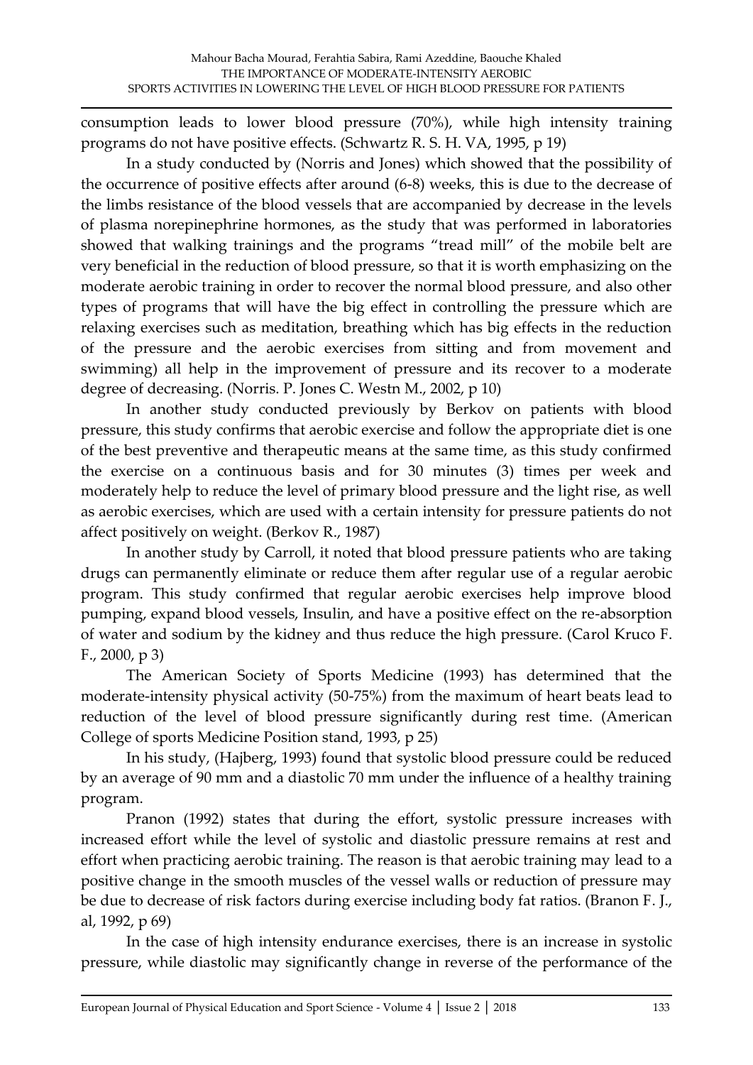consumption leads to lower blood pressure (70%), while high intensity training programs do not have positive effects. (Schwartz R. S. H. VA, 1995, p 19)

In a study conducted by (Norris and Jones) which showed that the possibility of the occurrence of positive effects after around (6-8) weeks, this is due to the decrease of the limbs resistance of the blood vessels that are accompanied by decrease in the levels of plasma norepinephrine hormones, as the study that was performed in laboratories showed that walking trainings and the programs "tread mill" of the mobile belt are very beneficial in the reduction of blood pressure, so that it is worth emphasizing on the moderate aerobic training in order to recover the normal blood pressure, and also other types of programs that will have the big effect in controlling the pressure which are relaxing exercises such as meditation, breathing which has big effects in the reduction of the pressure and the aerobic exercises from sitting and from movement and swimming) all help in the improvement of pressure and its recover to a moderate degree of decreasing. (Norris. P. Jones C. Westn M., 2002, p 10)

In another study conducted previously by Berkov on patients with blood pressure, this study confirms that aerobic exercise and follow the appropriate diet is one of the best preventive and therapeutic means at the same time, as this study confirmed the exercise on a continuous basis and for 30 minutes (3) times per week and moderately help to reduce the level of primary blood pressure and the light rise, as well as aerobic exercises, which are used with a certain intensity for pressure patients do not affect positively on weight. (Berkov R., 1987)

In another study by Carroll, it noted that blood pressure patients who are taking drugs can permanently eliminate or reduce them after regular use of a regular aerobic program. This study confirmed that regular aerobic exercises help improve blood pumping, expand blood vessels, Insulin, and have a positive effect on the re-absorption of water and sodium by the kidney and thus reduce the high pressure. (Carol Kruco F. F., 2000, p 3)

The American Society of Sports Medicine (1993) has determined that the moderate-intensity physical activity (50-75%) from the maximum of heart beats lead to reduction of the level of blood pressure significantly during rest time. (American College of sports Medicine Position stand, 1993, p 25)

In his study, (Hajberg, 1993) found that systolic blood pressure could be reduced by an average of 90 mm and a diastolic 70 mm under the influence of a healthy training program.

Pranon (1992) states that during the effort, systolic pressure increases with increased effort while the level of systolic and diastolic pressure remains at rest and effort when practicing aerobic training. The reason is that aerobic training may lead to a positive change in the smooth muscles of the vessel walls or reduction of pressure may be due to decrease of risk factors during exercise including body fat ratios. (Branon F. J., al, 1992, p 69)

In the case of high intensity endurance exercises, there is an increase in systolic pressure, while diastolic may significantly change in reverse of the performance of the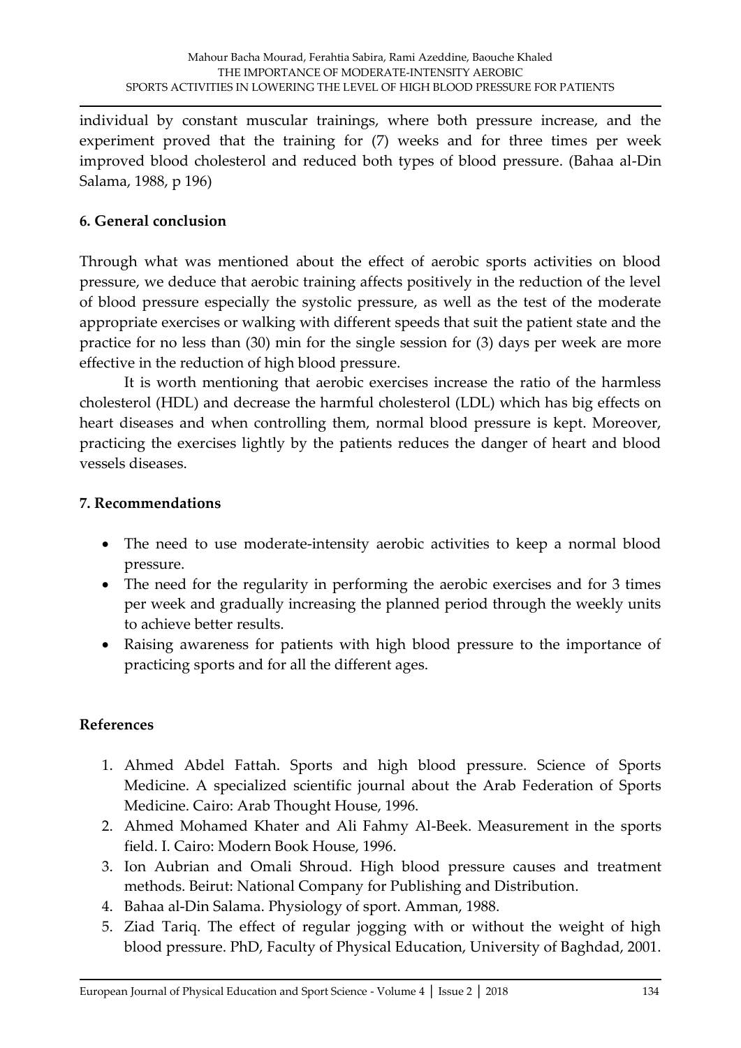individual by constant muscular trainings, where both pressure increase, and the experiment proved that the training for (7) weeks and for three times per week improved blood cholesterol and reduced both types of blood pressure. (Bahaa al-Din Salama, 1988, p 196)

## 6. General conclusion

Through what was mentioned about the effect of aerobic sports activities on blood pressure, we deduce that aerobic training affects positively in the reduction of the level of blood pressure especially the systolic pressure, as well as the test of the moderate appropriate exercises or walking with different speeds that suit the patient state and the practice for no less than (30) min for the single session for (3) days per week are more effective in the reduction of high blood pressure.

It is worth mentioning that aerobic exercises increase the ratio of the harmless cholesterol (HDL) and decrease the harmful cholesterol (LDL) which has big effects on heart diseases and when controlling them, normal blood pressure is kept. Moreover, practicing the exercises lightly by the patients reduces the danger of heart and blood vessels diseases.

## 7. Recommendations

- The need to use moderate-intensity aerobic activities to keep a normal blood pressure.
- The need for the regularity in performing the aerobic exercises and for 3 times per week and gradually increasing the planned period through the weekly units to achieve better results.
- Raising awareness for patients with high blood pressure to the importance of practicing sports and for all the different ages.

## References

1. Ahmed Abdel Fattah. Sports and high blood pressure. Science of Sports Medicine. A specialized scientific journal about the Arab Federation of Sports Medicine. Cairo: Arab Thought House, 1996.
2. Ahmed Mohamed Khater and Ali Fahmy Al-Beek. Measurement in the sports field. I. Cairo: Modern Book House, 1996.
3. Ion Aubrian and Omali Shroud. High blood pressure causes and treatment methods. Beirut: National Company for Publishing and Distribution.
4. Bahaa al-Din Salama. Physiology of sport. Amman, 1988.
5. Ziad Tariq. The effect of regular jogging with or without the weight of high blood pressure. PhD, Faculty of Physical Education, University of Baghdad, 2001.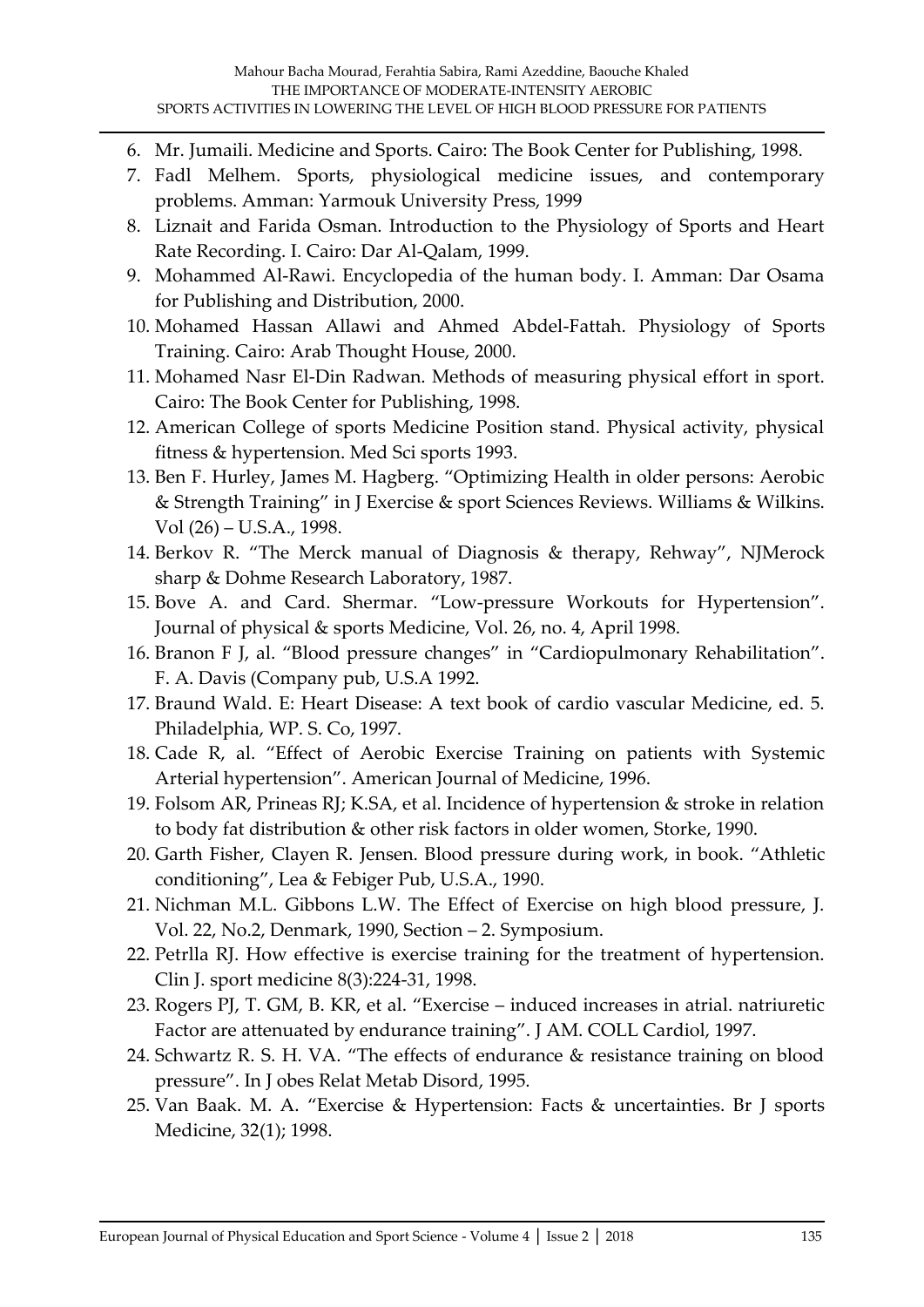6. Mr. Jumaili. Medicine and Sports. Cairo: The Book Center for Publishing, 1998.
7. Fadl Melhem. Sports, physiological medicine issues, and contemporary problems. Amman: Yarmouk University Press, 1999
8. Liznait and Farida Osman. Introduction to the Physiology of Sports and Heart Rate Recording. I. Cairo: Dar Al-Qalam, 1999.
9. Mohammed Al-Rawi. Encyclopedia of the human body. I. Amman: Dar Osama for Publishing and Distribution, 2000.
10. Mohamed Hassan Allawi and Ahmed Abdel-Fattah. Physiology of Sports Training. Cairo: Arab Thought House, 2000.
11. Mohamed Nasr El-Din Radwan. Methods of measuring physical effort in sport. Cairo: The Book Center for Publishing, 1998.
12. American College of sports Medicine Position stand. Physical activity, physical fitness & hypertension. Med Sci sports 1993.
13. Ben F. Hurley, James M. Hagberg. "Optimizing Health in older persons: Aerobic & Strength Training" in J Exercise & sport Sciences Reviews. Williams & Wilkins. Vol (26) – U.S.A., 1998.
14. Berkov R. "The Merck manual of Diagnosis & therapy, Rehway", NJMerock sharp & Dohme Research Laboratory, 1987.
15. Bove A. and Card. Shermar. "Low-pressure Workouts for Hypertension". Journal of physical & sports Medicine, Vol. 26, no. 4, April 1998.
16. Branon F J, al. "Blood pressure changes" in "Cardiopulmonary Rehabilitation". F. A. Davis (Company pub, U.S.A 1992.
17. Braund Wald. E: Heart Disease: A text book of cardio vascular Medicine, ed. 5. Philadelphia, WP. S. Co, 1997.
18. Cade R, al. "Effect of Aerobic Exercise Training on patients with Systemic Arterial hypertension". American Journal of Medicine, 1996.
19. Folsom AR, Prineas RJ; K.SA, et al. Incidence of hypertension & stroke in relation to body fat distribution & other risk factors in older women, Storke, 1990.
20. Garth Fisher, Clayen R. Jensen. Blood pressure during work, in book. "Athletic conditioning", Lea & Febiger Pub, U.S.A., 1990.
21. Nichman M.L. Gibbons L.W. The Effect of Exercise on high blood pressure, J. Vol. 22, No.2, Denmark, 1990, Section – 2. Symposium.
22. Petrlla RJ. How effective is exercise training for the treatment of hypertension. Clin J. sport medicine 8(3):224-31, 1998.
23. Rogers PJ, T. GM, B. KR, et al. "Exercise – induced increases in atrial. natriuretic Factor are attenuated by endurance training". J AM. COLL Cardiol, 1997.
24. Schwartz R. S. H. VA. "The effects of endurance & resistance training on blood pressure". In J obes Relat Metab Disord, 1995.
25. Van Baak. M. A. "Exercise & Hypertension: Facts & uncertainties. Br J sports Medicine, 32(1); 1998.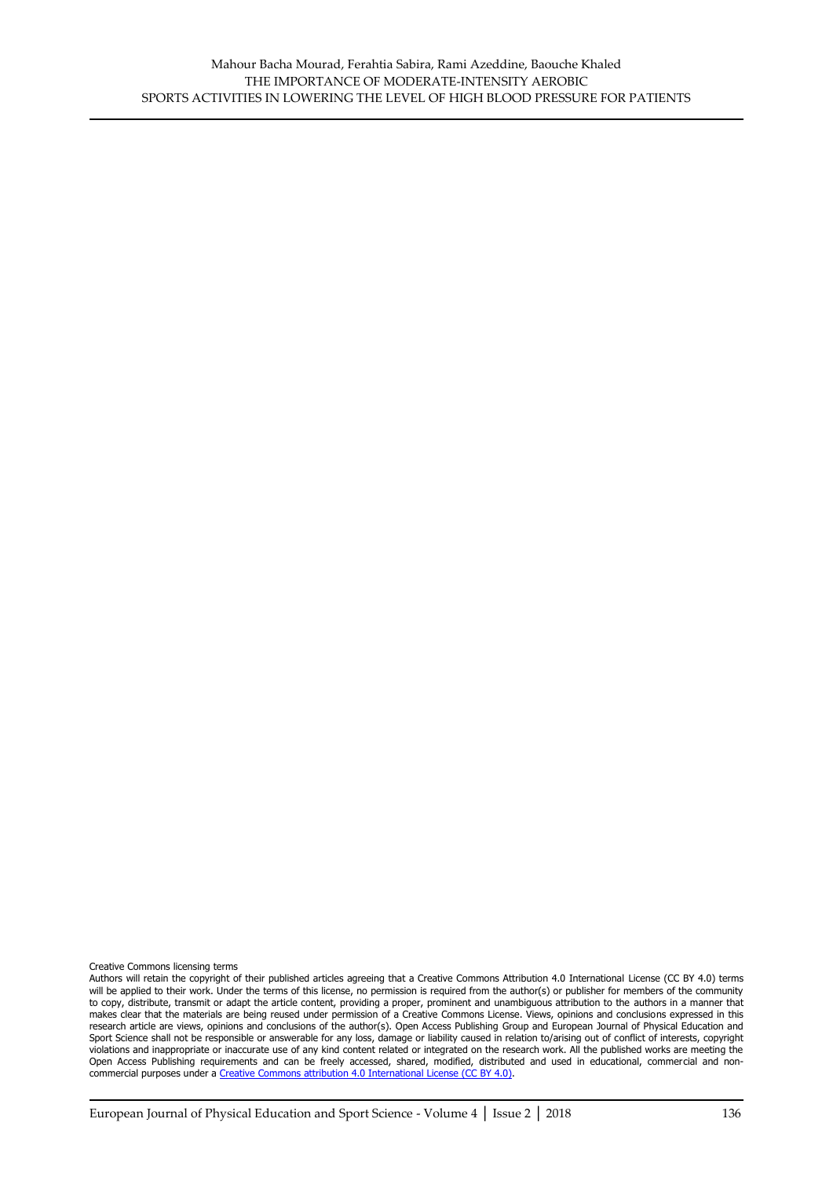Creative Commons licensing terms

Authors will retain the copyright of their published articles agreeing that a Creative Commons Attribution 4.0 International License (CC BY 4.0) terms will be applied to their work. Under the terms of this license, no permission is required from the author(s) or publisher for members of the community to copy, distribute, transmit or adapt the article content, providing a proper, prominent and unambiguous attribution to the authors in a manner that makes clear that the materials are being reused under permission of a Creative Commons License. Views, opinions and conclusions expressed in this research article are views, opinions and conclusions of the author(s). Open Access Publishing Group and European Journal of Physical Education and Sport Science shall not be responsible or answerable for any loss, damage or liability caused in relation to/arising out of conflict of interests, copyright violations and inappropriate or inaccurate use of any kind content related or integrated on the research work. All the published works are meeting the Open Access Publishing requirements and can be freely accessed, shared, modified, distributed and used in educational, commercial and non-commercial purposes under a Creative Commons attribution 4.0 International License (CC BY 4.0).